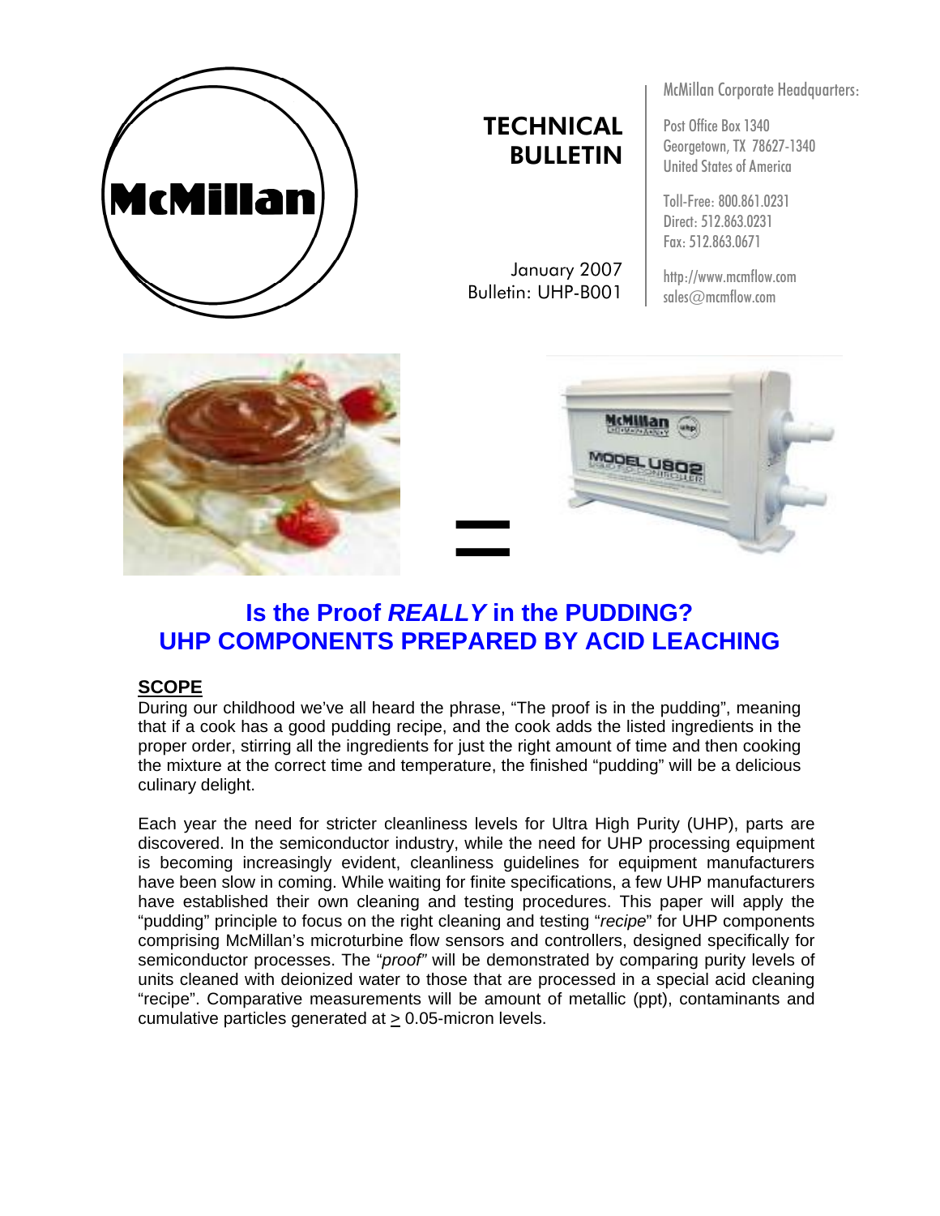# TECHNICAL BULLETIN

January 2007
Bulletin: UHP-B001

McMillan Corporate Headquarters:

Post Office Box 1340
Georgetown, TX 78627-1340
United States of America

Toll-Free: 800.861.0231
Direct: 512.863.0231
Fax: 512.863.0671

http://www.mcmflow.com
sales@mcmflow.com

## Is the Proof *REALLY* in the PUDDING? UHP COMPONENTS PREPARED BY ACID LEACHING

### SCOPE

During our childhood we've all heard the phrase, "The proof is in the pudding", meaning that if a cook has a good pudding recipe, and the cook adds the listed ingredients in the proper order, stirring all the ingredients for just the right amount of time and then cooking the mixture at the correct time and temperature, the finished "pudding" will be a delicious culinary delight.

Each year the need for stricter cleanliness levels for Ultra High Purity (UHP), parts are discovered. In the semiconductor industry, while the need for UHP processing equipment is becoming increasingly evident, cleanliness guidelines for equipment manufacturers have been slow in coming. While waiting for finite specifications, a few UHP manufacturers have established their own cleaning and testing procedures. This paper will apply the "pudding" principle to focus on the right cleaning and testing "*recipe*" for UHP components comprising McMillan's microturbine flow sensors and controllers, designed specifically for semiconductor processes. The "*proof*" will be demonstrated by comparing purity levels of units cleaned with deionized water to those that are processed in a special acid cleaning "recipe". Comparative measurements will be amount of metallic (ppt), contaminants and cumulative particles generated at $\geq$ 0.05-micron levels.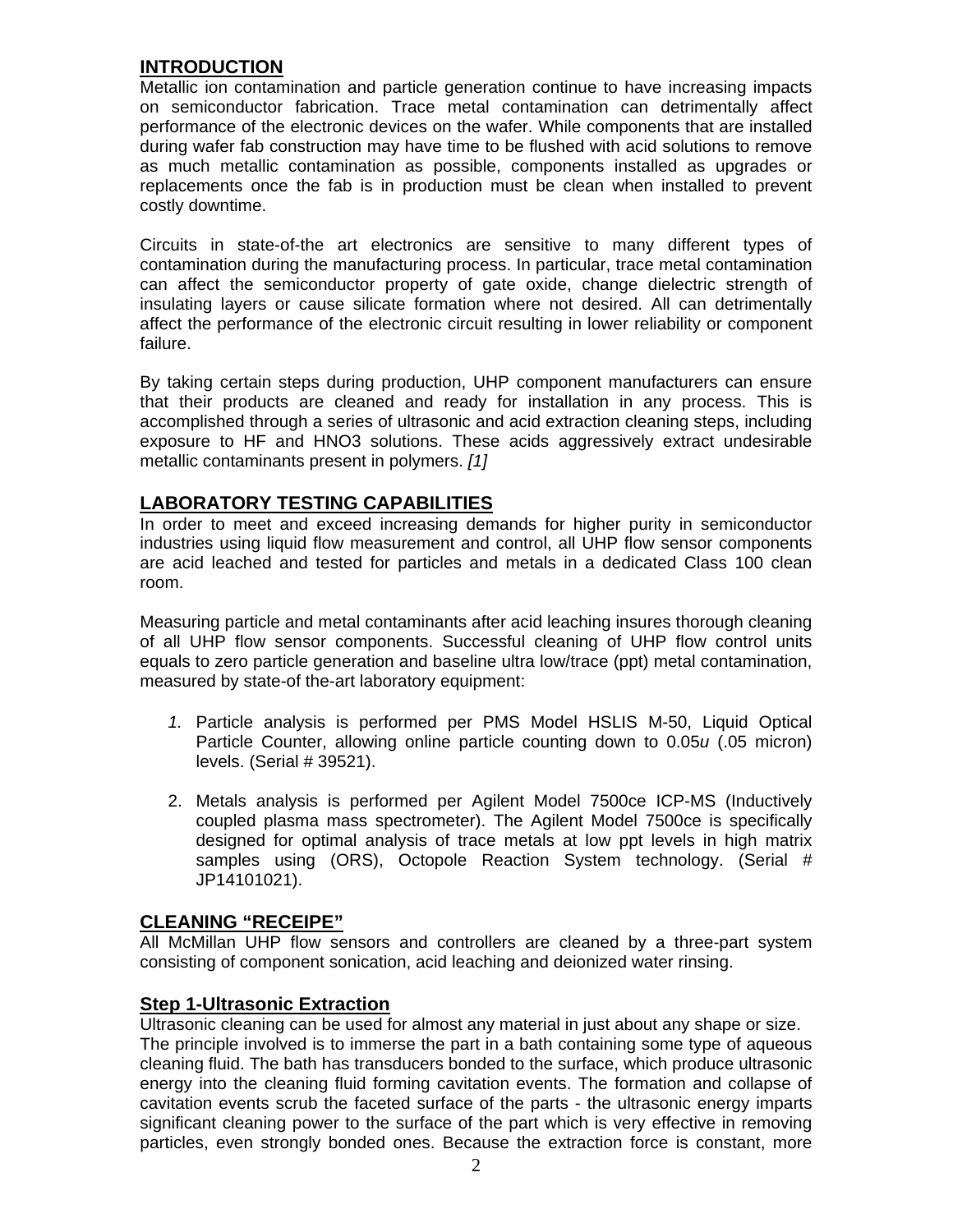## INTRODUCTION

Metallic ion contamination and particle generation continue to have increasing impacts on semiconductor fabrication. Trace metal contamination can detrimentally affect performance of the electronic devices on the wafer. While components that are installed during wafer fab construction may have time to be flushed with acid solutions to remove as much metallic contamination as possible, components installed as upgrades or replacements once the fab is in production must be clean when installed to prevent costly downtime.

Circuits in state-of-the art electronics are sensitive to many different types of contamination during the manufacturing process. In particular, trace metal contamination can affect the semiconductor property of gate oxide, change dielectric strength of insulating layers or cause silicate formation where not desired. All can detrimentally affect the performance of the electronic circuit resulting in lower reliability or component failure.

By taking certain steps during production, UHP component manufacturers can ensure that their products are cleaned and ready for installation in any process. This is accomplished through a series of ultrasonic and acid extraction cleaning steps, including exposure to HF and $HNO_3$ solutions. These acids aggressively extract undesirable metallic contaminants present in polymers. *[1]*

## LABORATORY TESTING CAPABILITIES

In order to meet and exceed increasing demands for higher purity in semiconductor industries using liquid flow measurement and control, all UHP flow sensor components are acid leached and tested for particles and metals in a dedicated Class 100 clean room.

Measuring particle and metal contaminants after acid leaching insures thorough cleaning of all UHP flow sensor components. Successful cleaning of UHP flow control units equals to zero particle generation and baseline ultra low/trace (ppt) metal contamination, measured by state-of the-art laboratory equipment:

1. Particle analysis is performed per PMS Model HSLIS M-50, Liquid Optical Particle Counter, allowing online particle counting down to 0.05*u* (.05 micron) levels. (Serial # 39521).

2. Metals analysis is performed per Agilent Model 7500ce ICP-MS (Inductively coupled plasma mass spectrometer). The Agilent Model 7500ce is specifically designed for optimal analysis of trace metals at low ppt levels in high matrix samples using (ORS), Octopole Reaction System technology. (Serial # JP14101021).

## CLEANING "RECEIPE"

All McMillan UHP flow sensors and controllers are cleaned by a three-part system consisting of component sonication, acid leaching and deionized water rinsing.

### Step 1-Ultrasonic Extraction

Ultrasonic cleaning can be used for almost any material in just about any shape or size. The principle involved is to immerse the part in a bath containing some type of aqueous cleaning fluid. The bath has transducers bonded to the surface, which produce ultrasonic energy into the cleaning fluid forming cavitation events. The formation and collapse of cavitation events scrub the faceted surface of the parts - the ultrasonic energy imparts significant cleaning power to the surface of the part which is very effective in removing particles, even strongly bonded ones. Because the extraction force is constant, more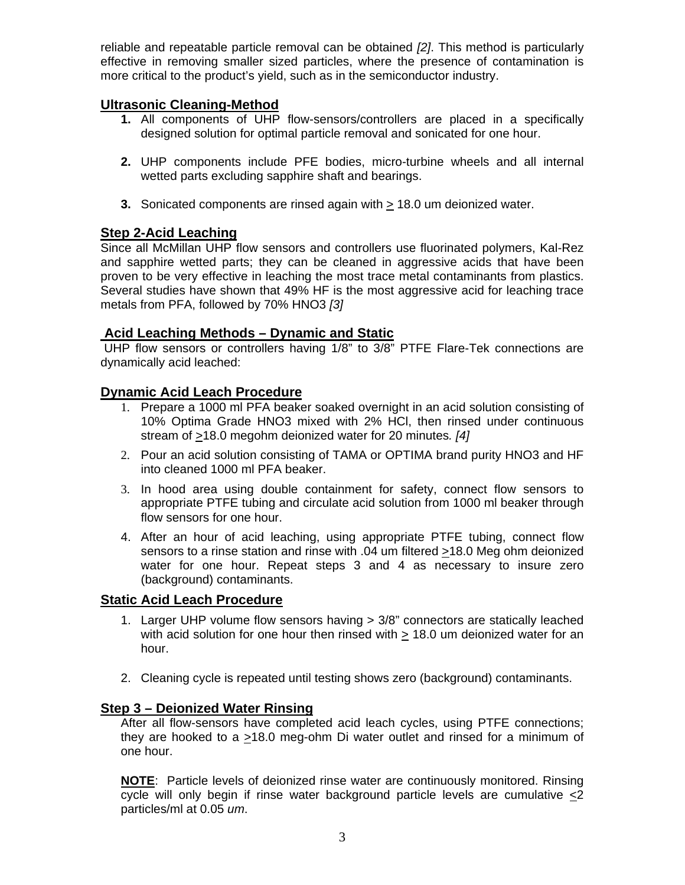reliable and repeatable particle removal can be obtained *[2]*. This method is particularly effective in removing smaller sized particles, where the presence of contamination is more critical to the product's yield, such as in the semiconductor industry.

## Ultrasonic Cleaning-Method

1. All components of UHP flow-sensors/controllers are placed in a specifically designed solution for optimal particle removal and sonicated for one hour.

2. UHP components include PFE bodies, micro-turbine wheels and all internal wetted parts excluding sapphire shaft and bearings.

3. Sonicated components are rinsed again with ≥ 18.0 um deionized water.

## Step 2-Acid Leaching

Since all McMillan UHP flow sensors and controllers use fluorinated polymers, Kal-Rez and sapphire wetted parts; they can be cleaned in aggressive acids that have been proven to be very effective in leaching the most trace metal contaminants from plastics. Several studies have shown that 49% HF is the most aggressive acid for leaching trace metals from PFA, followed by 70% $HNO_3$ *[3]*

## Acid Leaching Methods – Dynamic and Static

UHP flow sensors or controllers having 1/8" to 3/8" PTFE Flare-Tek connections are dynamically acid leached:

## Dynamic Acid Leach Procedure

1. Prepare a 1000 ml PFA beaker soaked overnight in an acid solution consisting of 10% Optima Grade $HNO_3$ mixed with 2% HCl, then rinsed under continuous stream of ≥18.0 megohm deionized water for 20 minutes. *[4]*
2. Pour an acid solution consisting of TAMA or OPTIMA brand purity $HNO_3$ and HF into cleaned 1000 ml PFA beaker.
3. In hood area using double containment for safety, connect flow sensors to appropriate PTFE tubing and circulate acid solution from 1000 ml beaker through flow sensors for one hour.
4. After an hour of acid leaching, using appropriate PTFE tubing, connect flow sensors to a rinse station and rinse with .04 um filtered ≥18.0 Meg ohm deionized water for one hour. Repeat steps 3 and 4 as necessary to insure zero (background) contaminants.

## Static Acid Leach Procedure

1. Larger UHP volume flow sensors having > 3/8" connectors are statically leached with acid solution for one hour then rinsed with ≥ 18.0 um deionized water for an hour.

2. Cleaning cycle is repeated until testing shows zero (background) contaminants.

## Step 3 – Deionized Water Rinsing

After all flow-sensors have completed acid leach cycles, using PTFE connections; they are hooked to a ≥18.0 meg-ohm Di water outlet and rinsed for a minimum of one hour.

**NOTE**: Particle levels of deionized rinse water are continuously monitored. Rinsing cycle will only begin if rinse water background particle levels are cumulative ≤2 particles/ml at 0.05 *um*.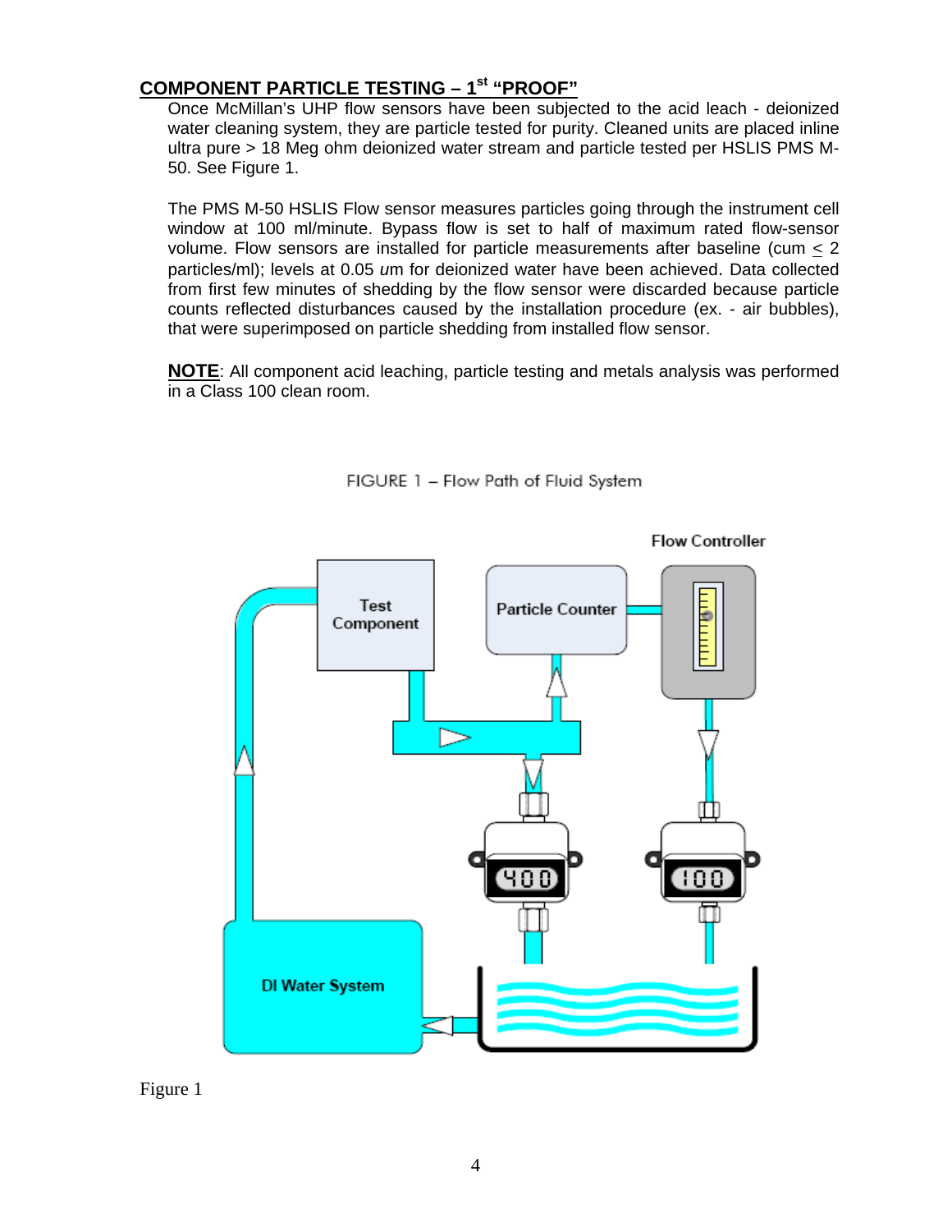## COMPONENT PARTICLE TESTING – 1st "PROOF"

Once McMillan's UHP flow sensors have been subjected to the acid leach - deionized water cleaning system, they are particle tested for purity. Cleaned units are placed inline ultra pure > 18 Meg ohm deionized water stream and particle tested per HSLIS PMS M-50. See Figure 1.

The PMS M-50 HSLIS Flow sensor measures particles going through the instrument cell window at 100 ml/minute. Bypass flow is set to half of maximum rated flow-sensor volume. Flow sensors are installed for particle measurements after baseline (cum $\leq$ 2 particles/ml); levels at 0.05 *u*m for deionized water have been achieved. Data collected from first few minutes of shedding by the flow sensor were discarded because particle counts reflected disturbances caused by the installation procedure (ex. - air bubbles), that were superimposed on particle shedding from installed flow sensor.

**NOTE**: All component acid leaching, particle testing and metals analysis was performed in a Class 100 clean room.

FIGURE 1 – Flow Path of Fluid System

Figure 1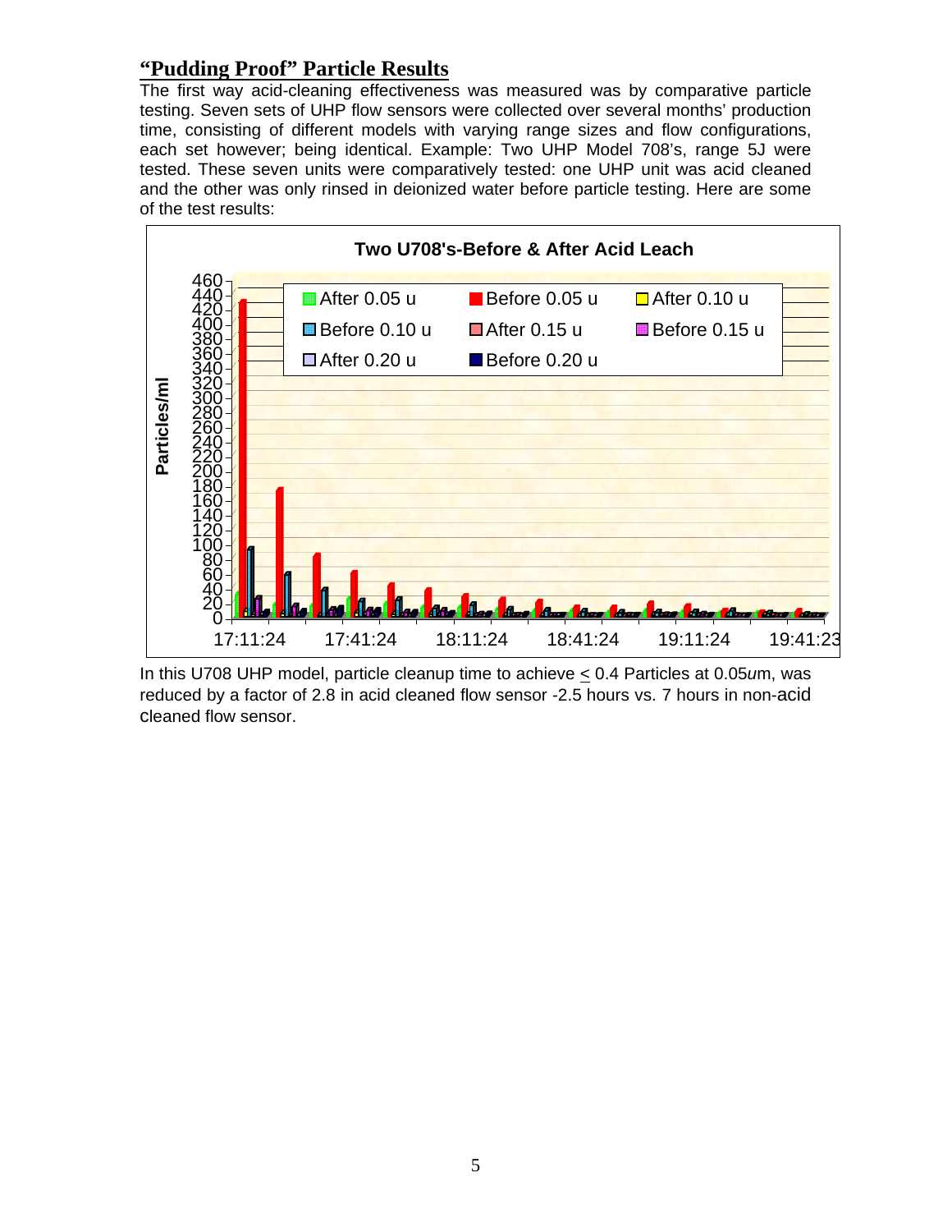## "Pudding Proof" Particle Results

The first way acid-cleaning effectiveness was measured was by comparative particle testing. Seven sets of UHP flow sensors were collected over several months' production time, consisting of different models with varying range sizes and flow configurations, each set however; being identical. Example: Two UHP Model 708's, range 5J were tested. These seven units were comparatively tested: one UHP unit was acid cleaned and the other was only rinsed in deionized water before particle testing. Here are some of the test results:

**Two U708's-Before & After Acid Leach**

In this U708 UHP model, particle cleanup time to achieve ≤ 0.4 Particles at 0.05*u*m, was reduced by a factor of 2.8 in acid cleaned flow sensor -2.5 hours vs. 7 hours in non-acid cleaned flow sensor.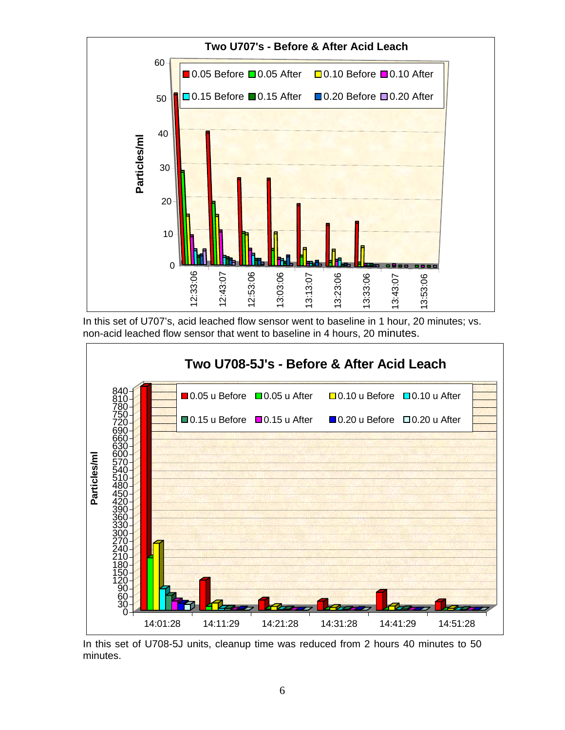**Two U707's - Before & After Acid Leach**

In this set of U707's, acid leached flow sensor went to baseline in 1 hour, 20 minutes; vs. non-acid leached flow sensor that went to baseline in 4 hours, 20 minutes.

**Two U708-5J's - Before & After Acid Leach**

In this set of U708-5J units, cleanup time was reduced from 2 hours 40 minutes to 50 minutes.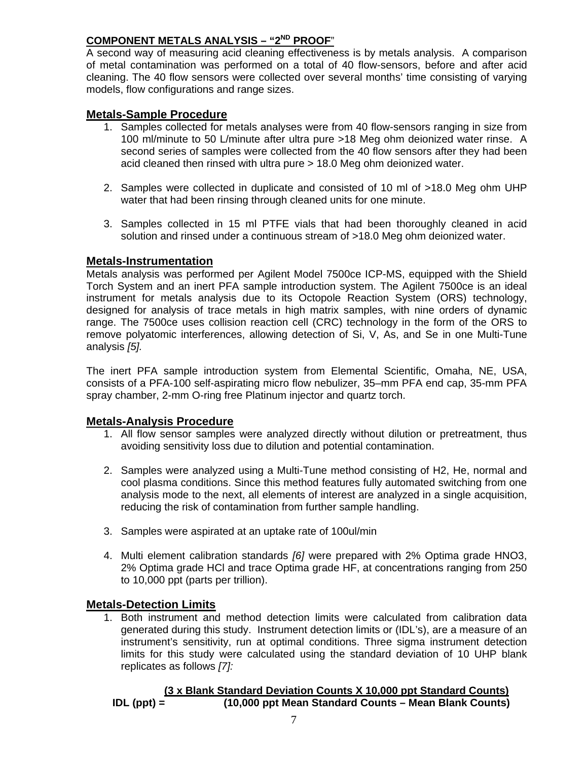## COMPONENT METALS ANALYSIS – "2ND PROOF"

A second way of measuring acid cleaning effectiveness is by metals analysis. A comparison of metal contamination was performed on a total of 40 flow-sensors, before and after acid cleaning. The 40 flow sensors were collected over several months' time consisting of varying models, flow configurations and range sizes.

### Metals-Sample Procedure

1. Samples collected for metals analyses were from 40 flow-sensors ranging in size from 100 ml/minute to 50 L/minute after ultra pure >18 Meg ohm deionized water rinse. A second series of samples were collected from the 40 flow sensors after they had been acid cleaned then rinsed with ultra pure > 18.0 Meg ohm deionized water.

2. Samples were collected in duplicate and consisted of 10 ml of >18.0 Meg ohm UHP water that had been rinsing through cleaned units for one minute.

3. Samples collected in 15 ml PTFE vials that had been thoroughly cleaned in acid solution and rinsed under a continuous stream of >18.0 Meg ohm deionized water.

### Metals-Instrumentation

Metals analysis was performed per Agilent Model 7500ce ICP-MS, equipped with the Shield Torch System and an inert PFA sample introduction system. The Agilent 7500ce is an ideal instrument for metals analysis due to its Octopole Reaction System (ORS) technology, designed for analysis of trace metals in high matrix samples, with nine orders of dynamic range. The 7500ce uses collision reaction cell (CRC) technology in the form of the ORS to remove polyatomic interferences, allowing detection of Si, V, As, and Se in one Multi-Tune analysis *[5].*

The inert PFA sample introduction system from Elemental Scientific, Omaha, NE, USA, consists of a PFA-100 self-aspirating micro flow nebulizer, 35–mm PFA end cap, 35-mm PFA spray chamber, 2-mm O-ring free Platinum injector and quartz torch.

### Metals-Analysis Procedure

1. All flow sensor samples were analyzed directly without dilution or pretreatment, thus avoiding sensitivity loss due to dilution and potential contamination.

2. Samples were analyzed using a Multi-Tune method consisting of $H_2$, He, normal and cool plasma conditions. Since this method features fully automated switching from one analysis mode to the next, all elements of interest are analyzed in a single acquisition, reducing the risk of contamination from further sample handling.

3. Samples were aspirated at an uptake rate of 100ul/min

4. Multi element calibration standards *[6]* were prepared with 2% Optima grade $HNO_3$, 2% Optima grade HCl and trace Optima grade HF, at concentrations ranging from 250 to 10,000 ppt (parts per trillion).

### Metals-Detection Limits

1. Both instrument and method detection limits were calculated from calibration data generated during this study. Instrument detection limits or (IDL's), are a measure of an instrument's sensitivity, run at optimal conditions. Three sigma instrument detection limits for this study were calculated using the standard deviation of 10 UHP blank replicates as follows *[7]:*

$$\textbf{IDL (ppt)} = \frac{\textbf{(3 x Blank Standard Deviation Counts X 10,000 ppt Standard Counts)}}{\textbf{(10,000 ppt Mean Standard Counts – Mean Blank Counts)}}$$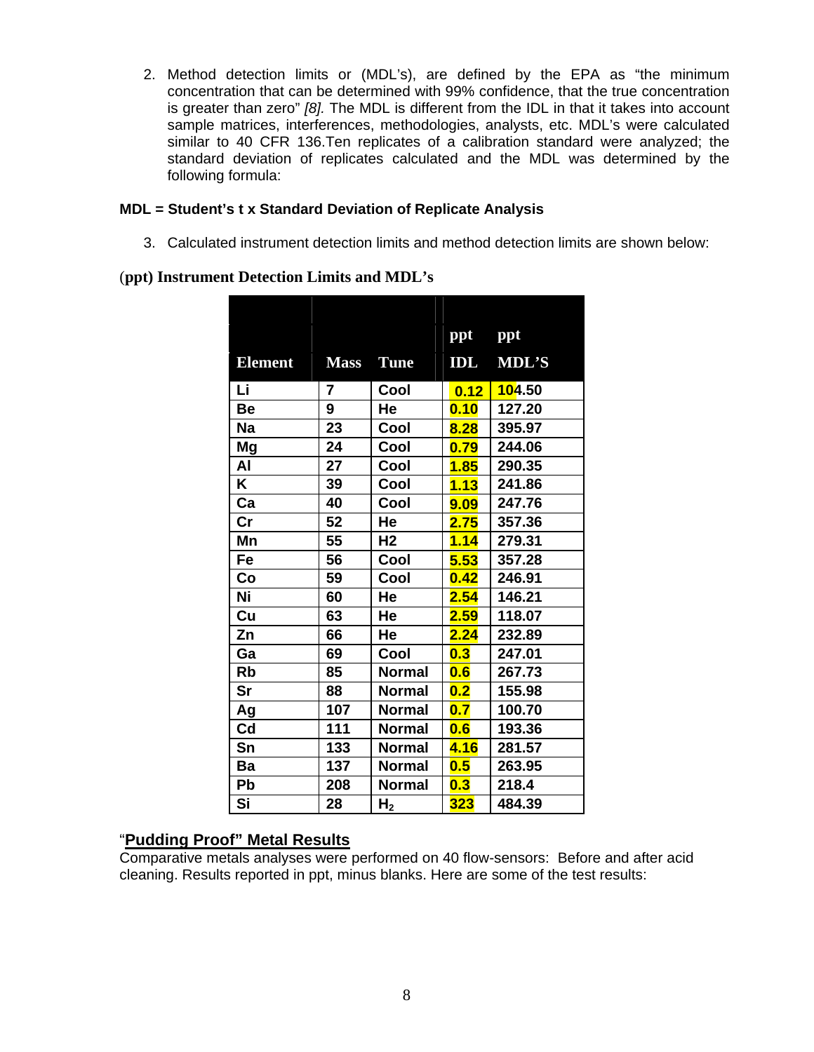2. Method detection limits or (MDL's), are defined by the EPA as "the minimum concentration that can be determined with 99% confidence, that the true concentration is greater than zero" *[8].* The MDL is different from the IDL in that it takes into account sample matrices, interferences, methodologies, analysts, etc. MDL's were calculated similar to 40 CFR 136.Ten replicates of a calibration standard were analyzed; the standard deviation of replicates calculated and the MDL was determined by the following formula:

**MDL = Student's t x Standard Deviation of Replicate Analysis**

3. Calculated instrument detection limits and method detection limits are shown below:

**(ppt) Instrument Detection Limits and MDL's**

| Element | Mass | Tune | ppt IDL | ppt MDL'S |
|---|---|---|---|---|
| Li | 7 | Cool | 0.12 | 104.50 |
| Be | 9 | He | 0.10 | 127.20 |
| Na | 23 | Cool | 8.28 | 395.97 |
| Mg | 24 | Cool | 0.79 | 244.06 |
| Al | 27 | Cool | 1.85 | 290.35 |
| K | 39 | Cool | 1.13 | 241.86 |
| Ca | 40 | Cool | 9.09 | 247.76 |
| Cr | 52 | He | 2.75 | 357.36 |
| Mn | 55 | H2 | 1.14 | 279.31 |
| Fe | 56 | Cool | 5.53 | 357.28 |
| Co | 59 | Cool | 0.42 | 246.91 |
| Ni | 60 | He | 2.54 | 146.21 |
| Cu | 63 | He | 2.59 | 118.07 |
| Zn | 66 | He | 2.24 | 232.89 |
| Ga | 69 | Cool | 0.3 | 247.01 |
| Rb | 85 | Normal | 0.6 | 267.73 |
| Sr | 88 | Normal | 0.2 | 155.98 |
| Ag | 107 | Normal | 0.7 | 100.70 |
| Cd | 111 | Normal | 0.6 | 193.36 |
| Sn | 133 | Normal | 4.16 | 281.57 |
| Ba | 137 | Normal | 0.5 | 263.95 |
| Pb | 208 | Normal | 0.3 | 218.4 |
| Si | 28 | $H_2$ | 323 | 484.39 |

## "Pudding Proof" Metal Results

Comparative metals analyses were performed on 40 flow-sensors: Before and after acid cleaning. Results reported in ppt, minus blanks. Here are some of the test results: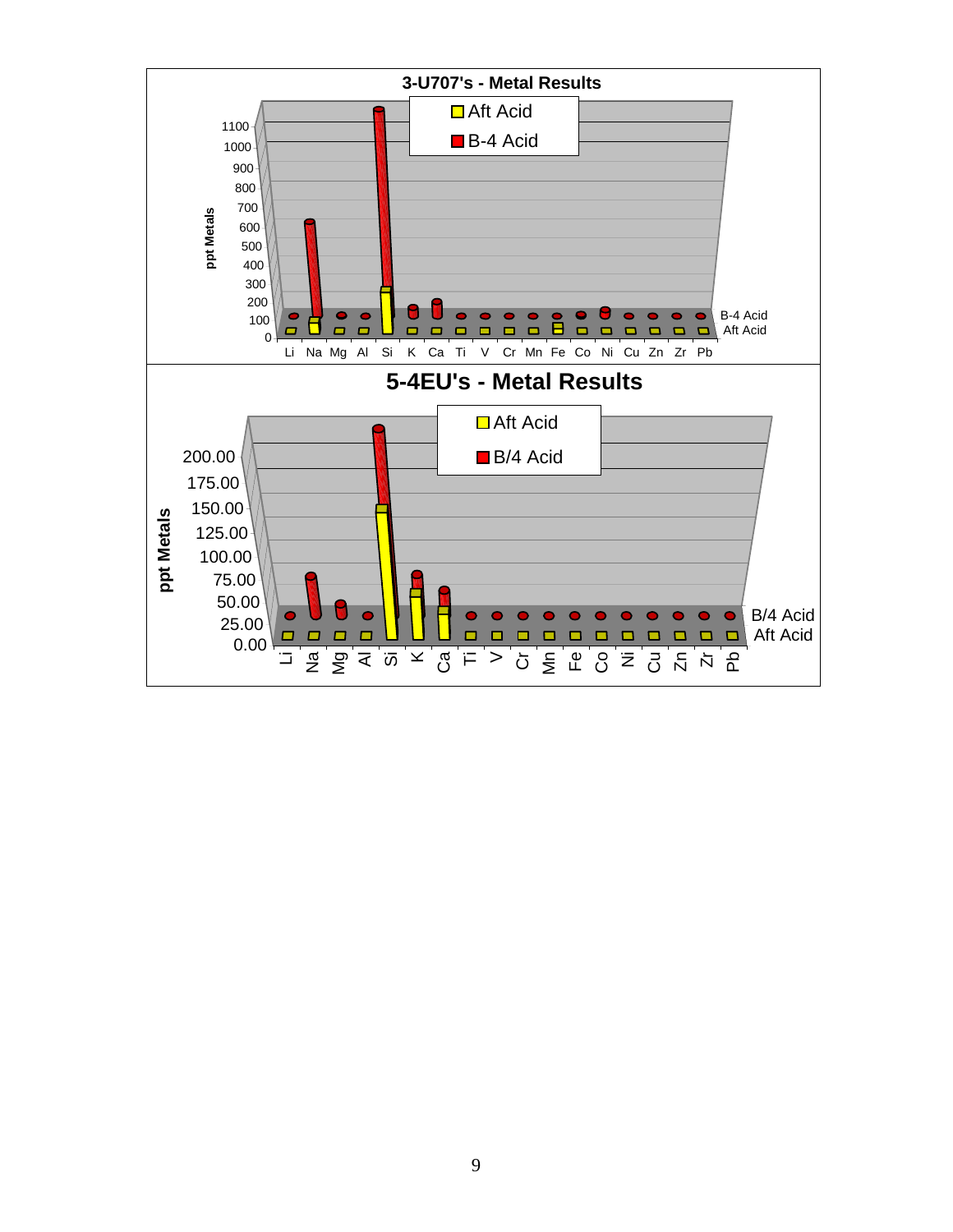**3-U707's - Metal Results**

Legend: Aft Acid; B-4 Acid

ppt Metals (0–1100)

Li Na Mg Al Si K Ca Ti V Cr Mn Fe Co Ni Cu Zn Zr Pb

B-4 Acid
Aft Acid

**5-4EU's - Metal Results**

Legend: Aft Acid; B/4 Acid

ppt Metals (0.00–200.00)

Li Na Mg Al Si K Ca Ti V Cr Mn Fe Co Ni Cu Zn Zr Pb

B/4 Acid
Aft Acid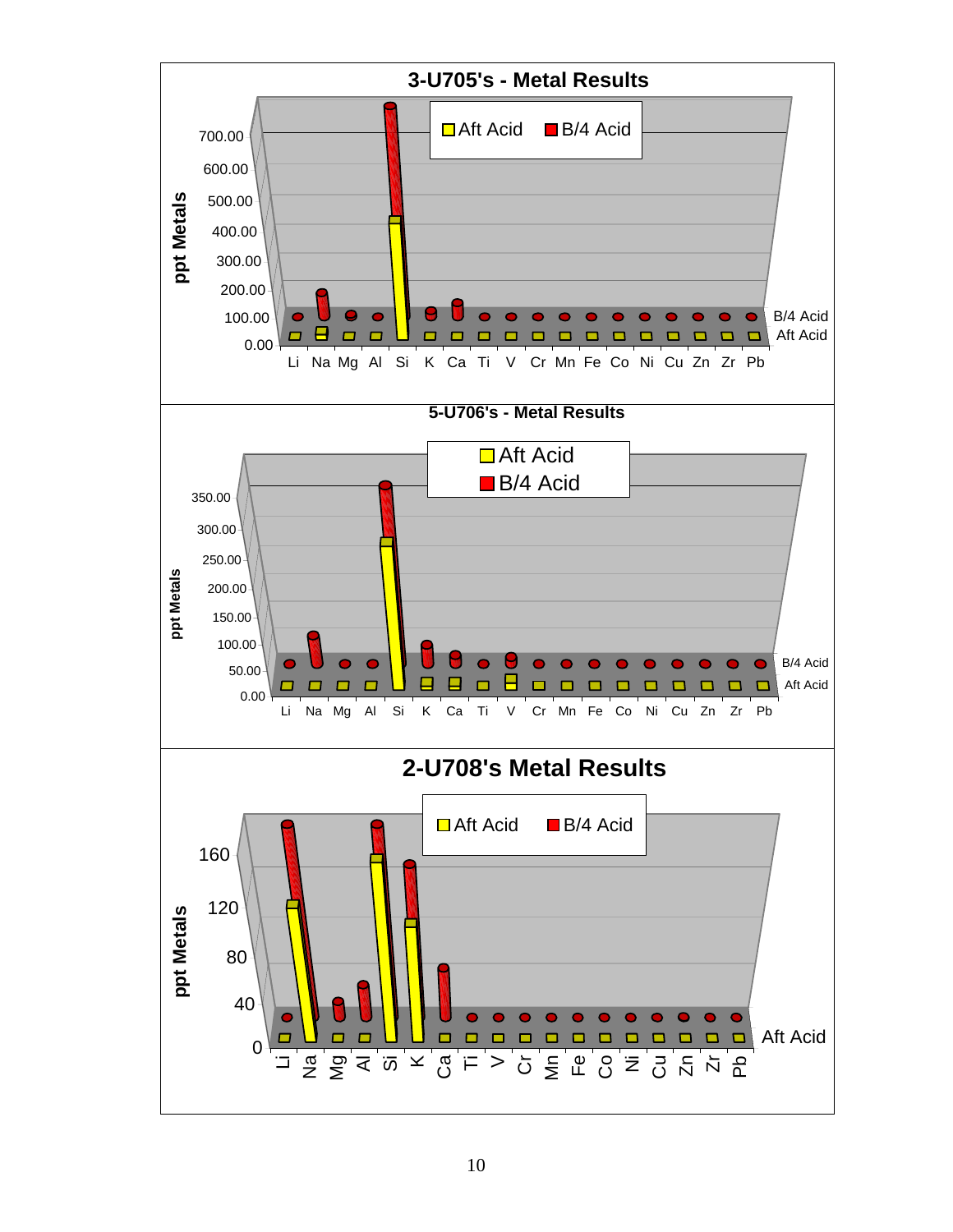## 3-U705's - Metal Results

ppt Metals: 0.00, 100.00, 200.00, 300.00, 400.00, 500.00, 600.00, 700.00

Legend: Aft Acid, B/4 Acid

Li Na Mg Al Si K Ca Ti V Cr Mn Fe Co Ni Cu Zn Zr Pb

## 5-U706's - Metal Results

ppt Metals: 0.00, 50.00, 100.00, 150.00, 200.00, 250.00, 300.00, 350.00

Legend: Aft Acid, B/4 Acid

Li Na Mg Al Si K Ca Ti V Cr Mn Fe Co Ni Cu Zn Zr Pb

## 2-U708's Metal Results

ppt Metals: 0, 40, 80, 120, 160

Legend: Aft Acid, B/4 Acid

Li Na Mg Al Si K Ca Ti V Cr Mn Fe Co Ni Cu Zn Zr Pb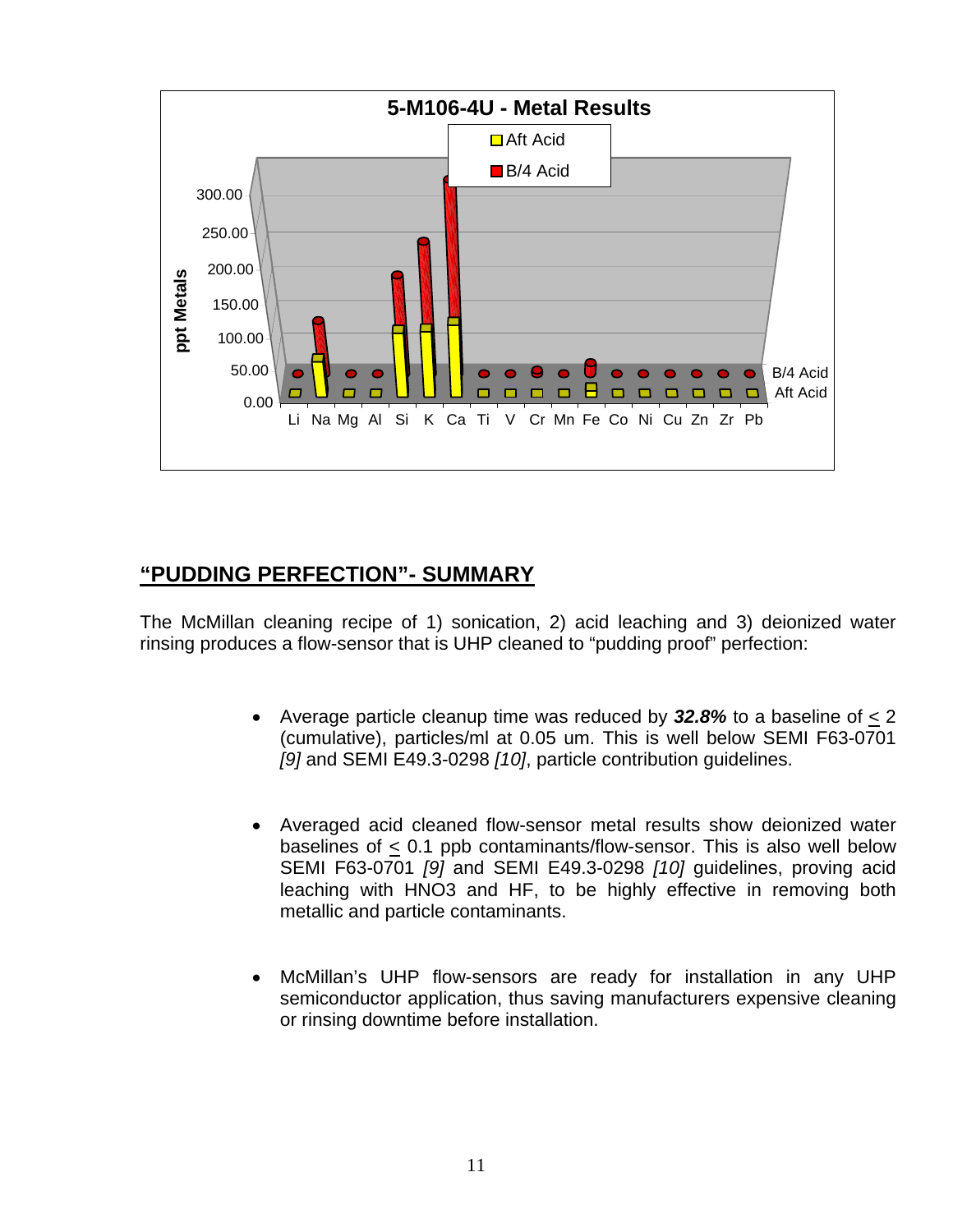**5-M106-4U - Metal Results**

- Aft Acid
- B/4 Acid

ppt Metals: 0.00, 50.00, 100.00, 150.00, 200.00, 250.00, 300.00

Li Na Mg Al Si K Ca Ti V Cr Mn Fe Co Ni Cu Zn Zr Pb

B/4 Acid
Aft Acid

## “PUDDING PERFECTION”- SUMMARY

The McMillan cleaning recipe of 1) sonication, 2) acid leaching and 3) deionized water rinsing produces a flow-sensor that is UHP cleaned to “pudding proof” perfection:

- Average particle cleanup time was reduced by ***32.8%*** to a baseline of $\leq$ 2 (cumulative), particles/ml at 0.05 um. This is well below SEMI F63-0701 *[9]* and SEMI E49.3-0298 *[10]*, particle contribution guidelines.

- Averaged acid cleaned flow-sensor metal results show deionized water baselines of $\leq$ 0.1 ppb contaminants/flow-sensor. This is also well below SEMI F63-0701 *[9]* and SEMI E49.3-0298 *[10]* guidelines, proving acid leaching with HNO3 and HF, to be highly effective in removing both metallic and particle contaminants.

- McMillan’s UHP flow-sensors are ready for installation in any UHP semiconductor application, thus saving manufacturers expensive cleaning or rinsing downtime before installation.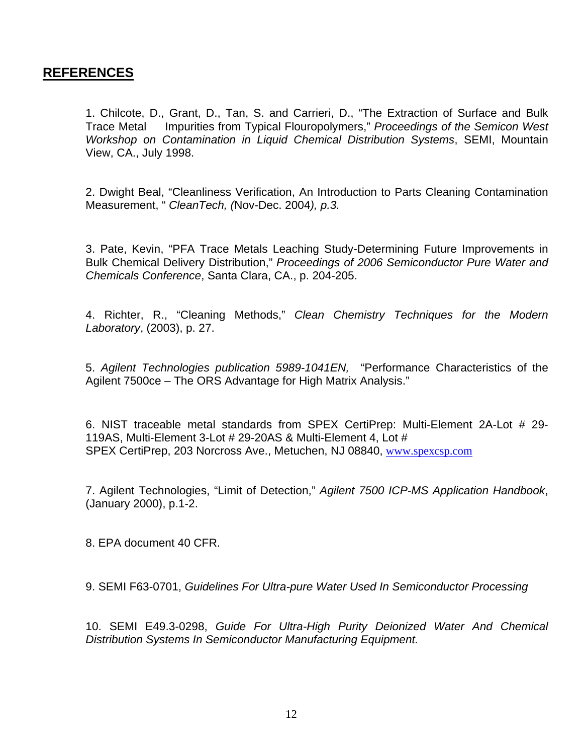## REFERENCES

1. Chilcote, D., Grant, D., Tan, S. and Carrieri, D., "The Extraction of Surface and Bulk Trace Metal Impurities from Typical Flouropolymers," *Proceedings of the Semicon West Workshop on Contamination in Liquid Chemical Distribution Systems*, SEMI, Mountain View, CA., July 1998.

2. Dwight Beal, "Cleanliness Verification, An Introduction to Parts Cleaning Contamination Measurement, " *CleanTech, (*Nov-Dec. 2004*), p.3.*

3. Pate, Kevin, "PFA Trace Metals Leaching Study-Determining Future Improvements in Bulk Chemical Delivery Distribution," *Proceedings of 2006 Semiconductor Pure Water and Chemicals Conference*, Santa Clara, CA., p. 204-205.

4. Richter, R., "Cleaning Methods," *Clean Chemistry Techniques for the Modern Laboratory*, (2003), p. 27.

5. *Agilent Technologies publication 5989-1041EN,* "Performance Characteristics of the Agilent 7500ce – The ORS Advantage for High Matrix Analysis."

6. NIST traceable metal standards from SPEX CertiPrep: Multi-Element 2A-Lot # 29-119AS, Multi-Element 3-Lot # 29-20AS & Multi-Element 4, Lot #
SPEX CertiPrep, 203 Norcross Ave., Metuchen, NJ 08840, www.spexcsp.com

7. Agilent Technologies, "Limit of Detection," *Agilent 7500 ICP-MS Application Handbook*, (January 2000), p.1-2.

8. EPA document 40 CFR.

9. SEMI F63-0701, *Guidelines For Ultra-pure Water Used In Semiconductor Processing*

10. SEMI E49.3-0298, *Guide For Ultra-High Purity Deionized Water And Chemical Distribution Systems In Semiconductor Manufacturing Equipment.*